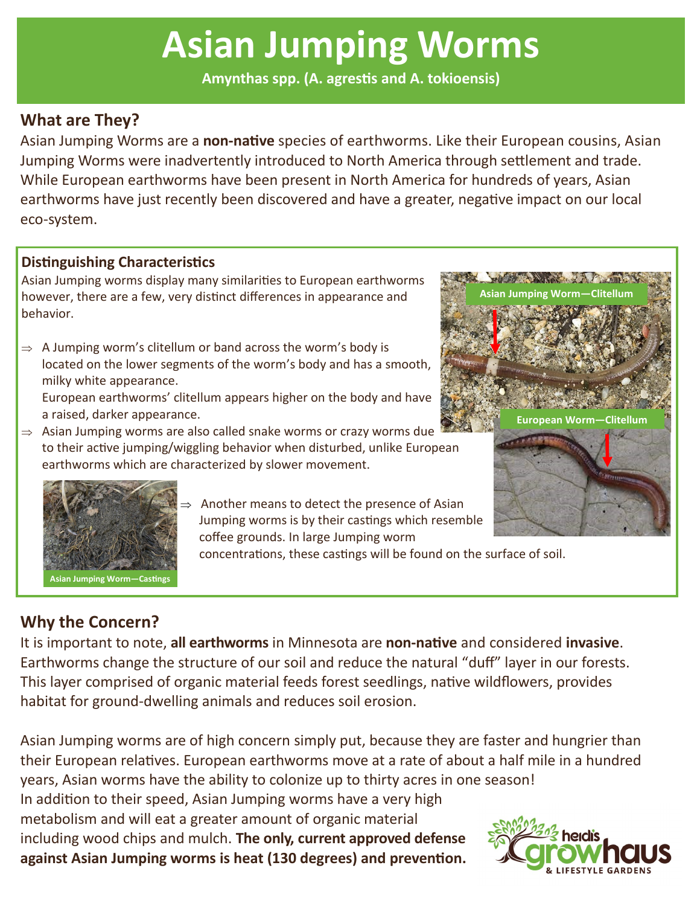# Asian Jumping Worms

**Amynthas spp. (A. agrestis and A. tokioensis)**

## What are They?

Asian Jumping Worms are a **non-native** species of earthworms. Like their European cousins, Asian Jumping Worms were inadvertently introduced to North America through settlement and trade. While European earthworms have been present in North America for hundreds of years, Asian earthworms have just recently been discovered and have a greater, negative impact on our local eco-system.

### Distinguishing Characteristics

Asian Jumping worms display many similarities to European earthworms however, there are a few, very distinct differences in appearance and behavior.

- A Jumping worm's clitellum or band across the worm's body is located on the lower segments of the worm's body and has a smooth, milky white appearance.
  European earthworms' clitellum appears higher on the body and have a raised, darker appearance.
- Asian Jumping worms are also called snake worms or crazy worms due to their active jumping/wiggling behavior when disturbed, unlike European earthworms which are characterized by slower movement.
- Another means to detect the presence of Asian Jumping worms is by their castings which resemble coffee grounds. In large Jumping worm concentrations, these castings will be found on the surface of soil.

Asian Jumping Worm—Clitellum

European Worm—Clitellum

Asian Jumping Worm—Castings

## Why the Concern?

It is important to note, **all earthworms** in Minnesota are **non-native** and considered **invasive**. Earthworms change the structure of our soil and reduce the natural "duff" layer in our forests. This layer comprised of organic material feeds forest seedlings, native wildflowers, provides habitat for ground-dwelling animals and reduces soil erosion.

Asian Jumping worms are of high concern simply put, because they are faster and hungrier than their European relatives. European earthworms move at a rate of about a half mile in a hundred years, Asian worms have the ability to colonize up to thirty acres in one season!
In addition to their speed, Asian Jumping worms have a very high metabolism and will eat a greater amount of organic material including wood chips and mulch. **The only, current approved defense against Asian Jumping worms is heat (130 degrees) and prevention.**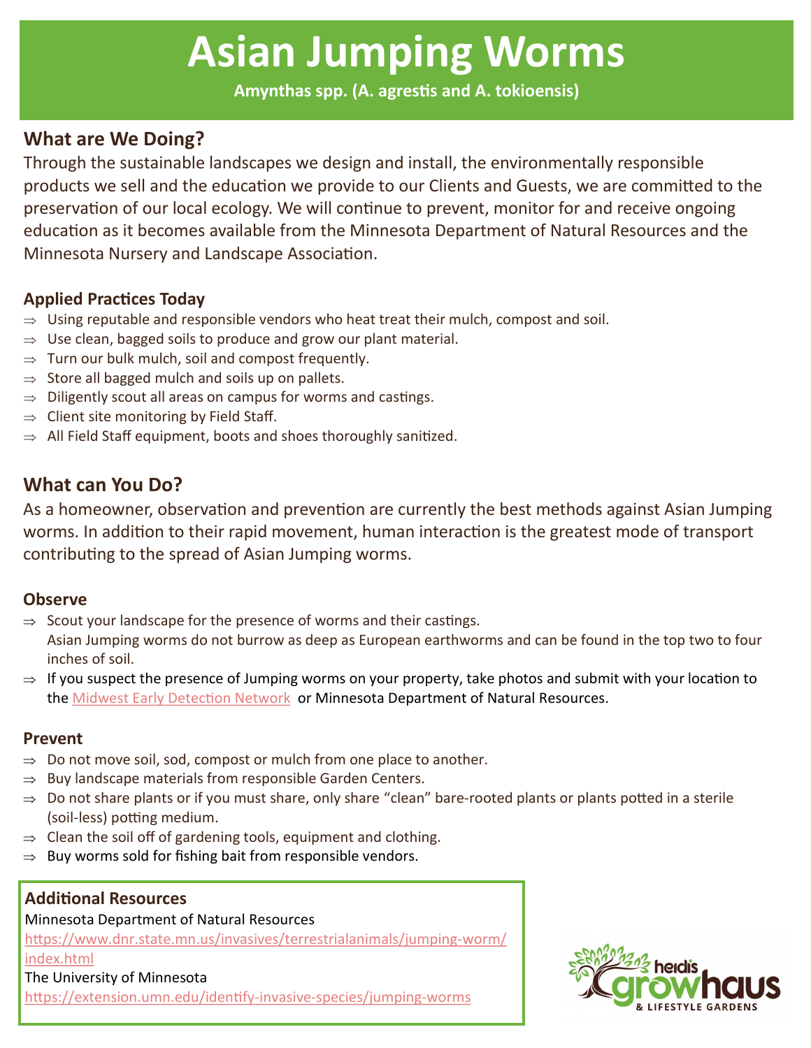# Asian Jumping Worms

**Amynthas spp. (A. agrestis and A. tokioensis)**

## What are We Doing?

Through the sustainable landscapes we design and install, the environmentally responsible products we sell and the education we provide to our Clients and Guests, we are committed to the preservation of our local ecology. We will continue to prevent, monitor for and receive ongoing education as it becomes available from the Minnesota Department of Natural Resources and the Minnesota Nursery and Landscape Association.

### Applied Practices Today

- Using reputable and responsible vendors who heat treat their mulch, compost and soil.
- Use clean, bagged soils to produce and grow our plant material.
- Turn our bulk mulch, soil and compost frequently.
- Store all bagged mulch and soils up on pallets.
- Diligently scout all areas on campus for worms and castings.
- Client site monitoring by Field Staff.
- All Field Staff equipment, boots and shoes thoroughly sanitized.

## What can You Do?

As a homeowner, observation and prevention are currently the best methods against Asian Jumping worms. In addition to their rapid movement, human interaction is the greatest mode of transport contributing to the spread of Asian Jumping worms.

### Observe

- Scout your landscape for the presence of worms and their castings.
  Asian Jumping worms do not burrow as deep as European earthworms and can be found in the top two to four inches of soil.
- If you suspect the presence of Jumping worms on your property, take photos and submit with your location to the Midwest Early Detection Network or Minnesota Department of Natural Resources.

### Prevent

- Do not move soil, sod, compost or mulch from one place to another.
- Buy landscape materials from responsible Garden Centers.
- Do not share plants or if you must share, only share "clean" bare-rooted plants or plants potted in a sterile (soil-less) potting medium.
- Clean the soil off of gardening tools, equipment and clothing.
- Buy worms sold for fishing bait from responsible vendors.

### Additional Resources

Minnesota Department of Natural Resources
https://www.dnr.state.mn.us/invasives/terrestrialanimals/jumping-worm/index.html

The University of Minnesota
https://extension.umn.edu/identify-invasive-species/jumping-worms

heidi's growhaus & LIFESTYLE GARDENS